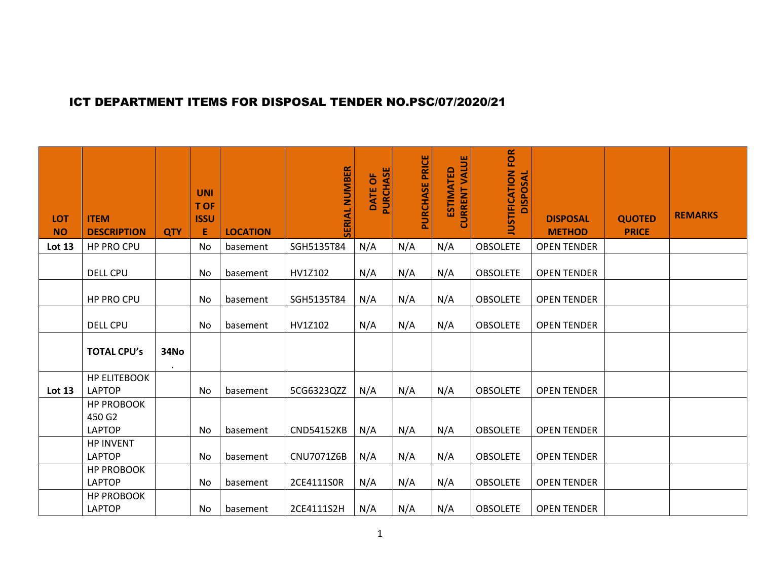# ICT DEPARTMENT ITEMS FOR DISPOSAL TENDER NO.PSC/07/2020/21

| LOT NO | ITEM DESCRIPTION | QTY | UNIT OF ISSUE | LOCATION | SERIAL NUMBER | DATE OF PURCHASE | PURCHASE PRICE | ESTIMATED CURRENT VALUE | JUSTIFICATION FOR DISPOSAL | DISPOSAL METHOD | QUOTED PRICE | REMARKS |
|---|---|---|---|---|---|---|---|---|---|---|---|---|
| **Lot 13** | HP PRO CPU | | No | basement | SGH5135T84 | N/A | N/A | N/A | OBSOLETE | OPEN TENDER | | |
| | DELL CPU | | No | basement | HV1Z102 | N/A | N/A | N/A | OBSOLETE | OPEN TENDER | | |
| | HP PRO CPU | | No | basement | SGH5135T84 | N/A | N/A | N/A | OBSOLETE | OPEN TENDER | | |
| | DELL CPU | | No | basement | HV1Z102 | N/A | N/A | N/A | OBSOLETE | OPEN TENDER | | |
| | **TOTAL CPU's** | **34No.** | | | | | | | | | | |
| **Lot 13** | HP ELITEBOOK LAPTOP | | No | basement | 5CG6323QZZ | N/A | N/A | N/A | OBSOLETE | OPEN TENDER | | |
| | HP PROBOOK 450 G2 LAPTOP | | No | basement | CND54152KB | N/A | N/A | N/A | OBSOLETE | OPEN TENDER | | |
| | HP INVENT LAPTOP | | No | basement | CNU7071Z6B | N/A | N/A | N/A | OBSOLETE | OPEN TENDER | | |
| | HP PROBOOK LAPTOP | | No | basement | 2CE4111S0R | N/A | N/A | N/A | OBSOLETE | OPEN TENDER | | |
| | HP PROBOOK LAPTOP | | No | basement | 2CE4111S2H | N/A | N/A | N/A | OBSOLETE | OPEN TENDER | | |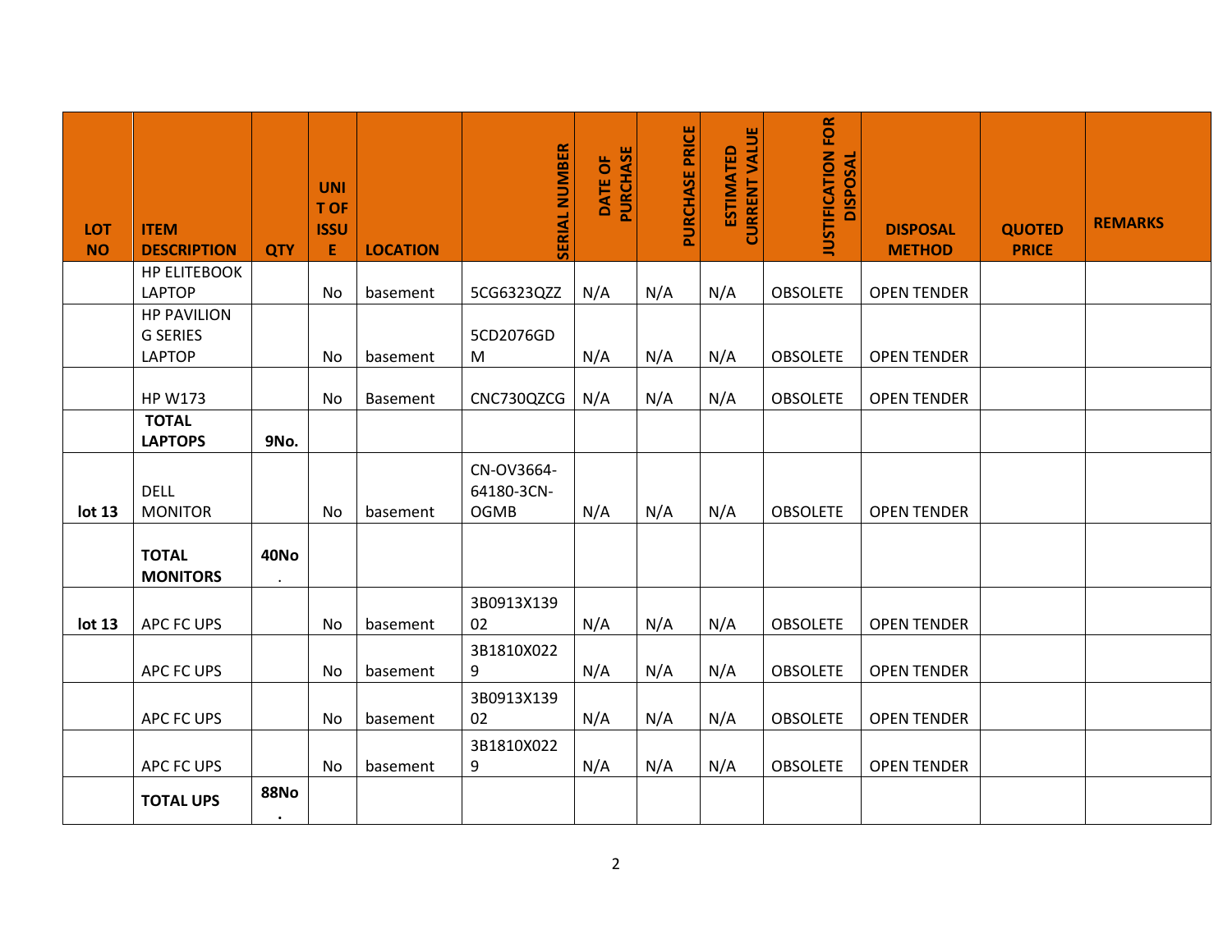| LOT NO | ITEM DESCRIPTION | QTY | UNIT OF ISSUE | LOCATION | SERIAL NUMBER | DATE OF PURCHASE | PURCHASE PRICE | ESTIMATED CURRENT VALUE | JUSTIFICATION FOR DISPOSAL | DISPOSAL METHOD | QUOTED PRICE | REMARKS |
|---|---|---|---|---|---|---|---|---|---|---|---|---|
| | HP ELITEBOOK LAPTOP | | No | basement | 5CG6323QZZ | N/A | N/A | N/A | OBSOLETE | OPEN TENDER | | |
| | HP PAVILION G SERIES LAPTOP | | No | basement | 5CD2076GDM | N/A | N/A | N/A | OBSOLETE | OPEN TENDER | | |
| | HP W173 | | No | Basement | CNC730QZCG | N/A | N/A | N/A | OBSOLETE | OPEN TENDER | | |
| | **TOTAL LAPTOPS** | **9No.** | | | | | | | | | | |
| **lot 13** | DELL MONITOR | | No | basement | CN-OV3664-64180-3CN-OGMB | N/A | N/A | N/A | OBSOLETE | OPEN TENDER | | |
| | **TOTAL MONITORS** | **40No.** | | | | | | | | | | |
| **lot 13** | APC FC UPS | | No | basement | 3B0913X13902 | N/A | N/A | N/A | OBSOLETE | OPEN TENDER | | |
| | APC FC UPS | | No | basement | 3B1810X0229 | N/A | N/A | N/A | OBSOLETE | OPEN TENDER | | |
| | APC FC UPS | | No | basement | 3B0913X13902 | N/A | N/A | N/A | OBSOLETE | OPEN TENDER | | |
| | APC FC UPS | | No | basement | 3B1810X0229 | N/A | N/A | N/A | OBSOLETE | OPEN TENDER | | |
| | **TOTAL UPS** | **88No.** | | | | | | | | | | |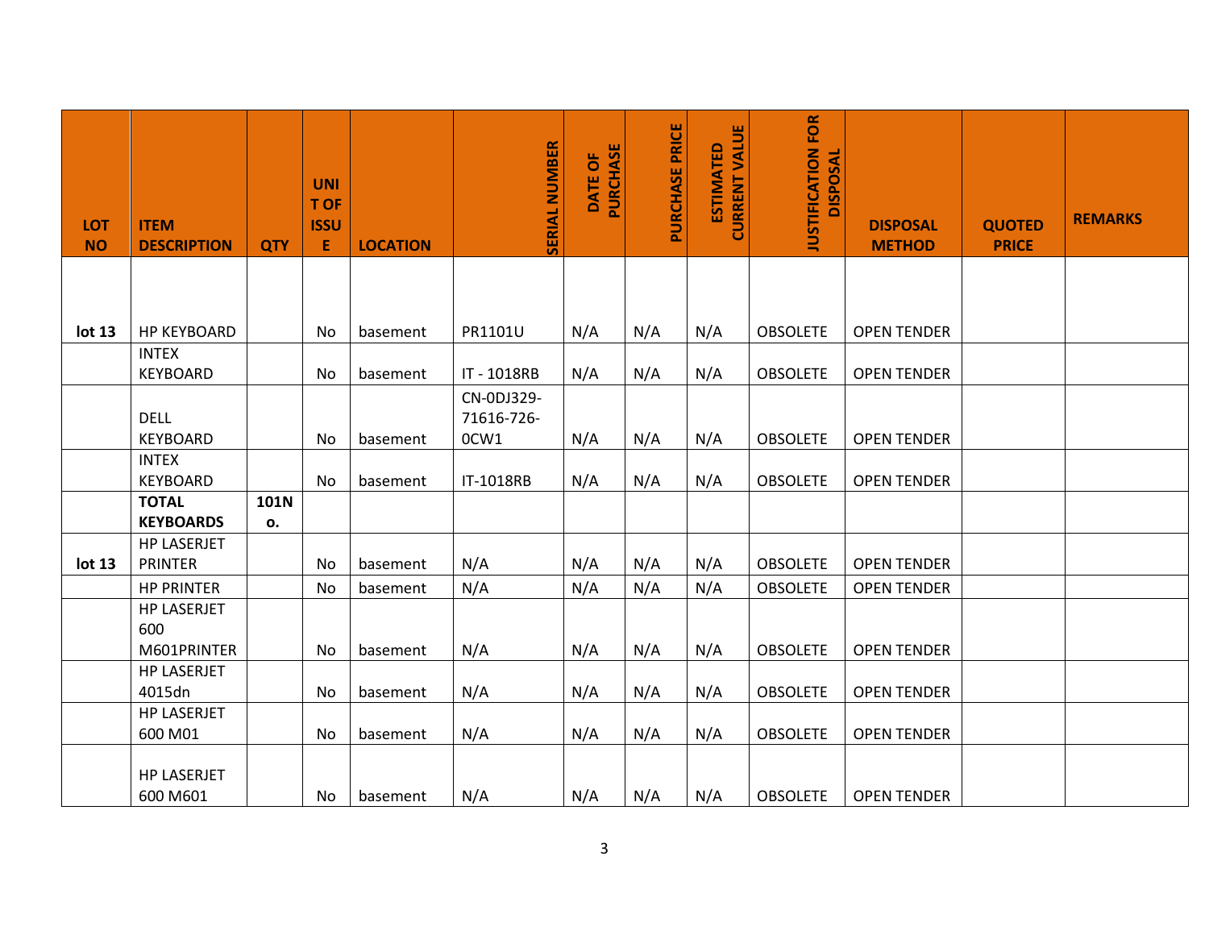| LOT NO | ITEM DESCRIPTION | QTY | UNIT OF ISSUE | LOCATION | SERIAL NUMBER | DATE OF PURCHASE | PURCHASE PRICE | ESTIMATED CURRENT VALUE | JUSTIFICATION FOR DISPOSAL | DISPOSAL METHOD | QUOTED PRICE | REMARKS |
|---|---|---|---|---|---|---|---|---|---|---|---|---|
| **lot 13** | HP KEYBOARD | | No | basement | PR1101U | N/A | N/A | N/A | OBSOLETE | OPEN TENDER | | |
| | INTEX KEYBOARD | | No | basement | IT - 1018RB | N/A | N/A | N/A | OBSOLETE | OPEN TENDER | | |
| | DELL KEYBOARD | | No | basement | CN-0DJ329-71616-726-0CW1 | N/A | N/A | N/A | OBSOLETE | OPEN TENDER | | |
| | INTEX KEYBOARD | | No | basement | IT-1018RB | N/A | N/A | N/A | OBSOLETE | OPEN TENDER | | |
| | **TOTAL KEYBOARDS** | **101No.** | | | | | | | | | | |
| **lot 13** | HP LASERJET PRINTER | | No | basement | N/A | N/A | N/A | N/A | OBSOLETE | OPEN TENDER | | |
| | HP PRINTER | | No | basement | N/A | N/A | N/A | N/A | OBSOLETE | OPEN TENDER | | |
| | HP LASERJET 600 M601PRINTER | | No | basement | N/A | N/A | N/A | N/A | OBSOLETE | OPEN TENDER | | |
| | HP LASERJET 4015dn | | No | basement | N/A | N/A | N/A | N/A | OBSOLETE | OPEN TENDER | | |
| | HP LASERJET 600 M01 | | No | basement | N/A | N/A | N/A | N/A | OBSOLETE | OPEN TENDER | | |
| | HP LASERJET 600 M601 | | No | basement | N/A | N/A | N/A | N/A | OBSOLETE | OPEN TENDER | | |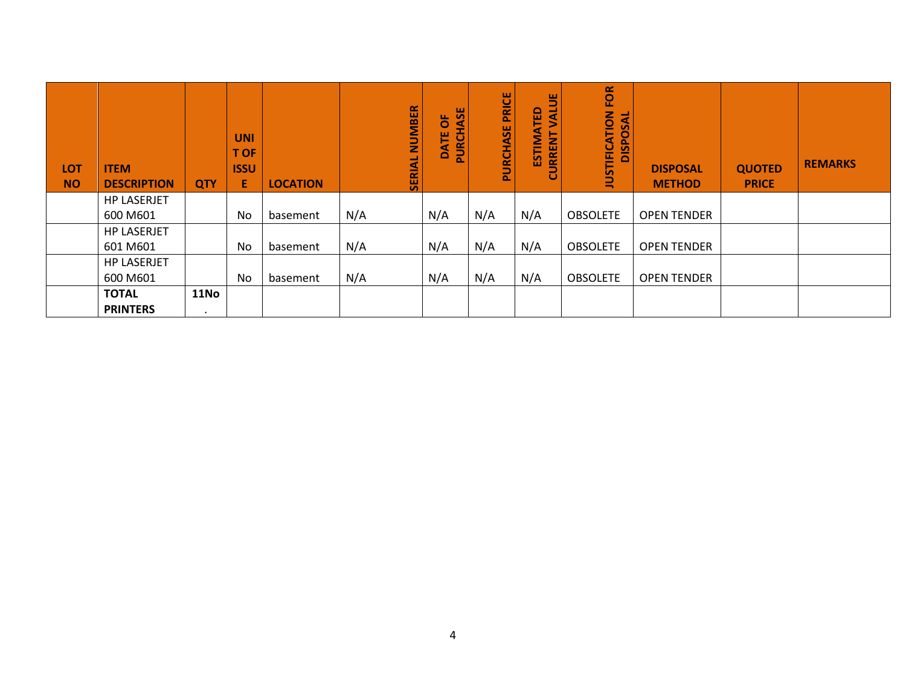| LOT NO | ITEM DESCRIPTION | QTY | UNIT OF ISSUE | LOCATION | SERIAL NUMBER | DATE OF PURCHASE | PURCHASE PRICE | ESTIMATED CURRENT VALUE | JUSTIFICATION FOR DISPOSAL | DISPOSAL METHOD | QUOTED PRICE | REMARKS |
|---|---|---|---|---|---|---|---|---|---|---|---|---|
| | HP LASERJET 600 M601 | | No | basement | N/A | N/A | N/A | N/A | OBSOLETE | OPEN TENDER | | |
| | HP LASERJET 601 M601 | | No | basement | N/A | N/A | N/A | N/A | OBSOLETE | OPEN TENDER | | |
| | HP LASERJET 600 M601 | | No | basement | N/A | N/A | N/A | N/A | OBSOLETE | OPEN TENDER | | |
| | **TOTAL PRINTERS** | **11No.** | | | | | | | | | | |